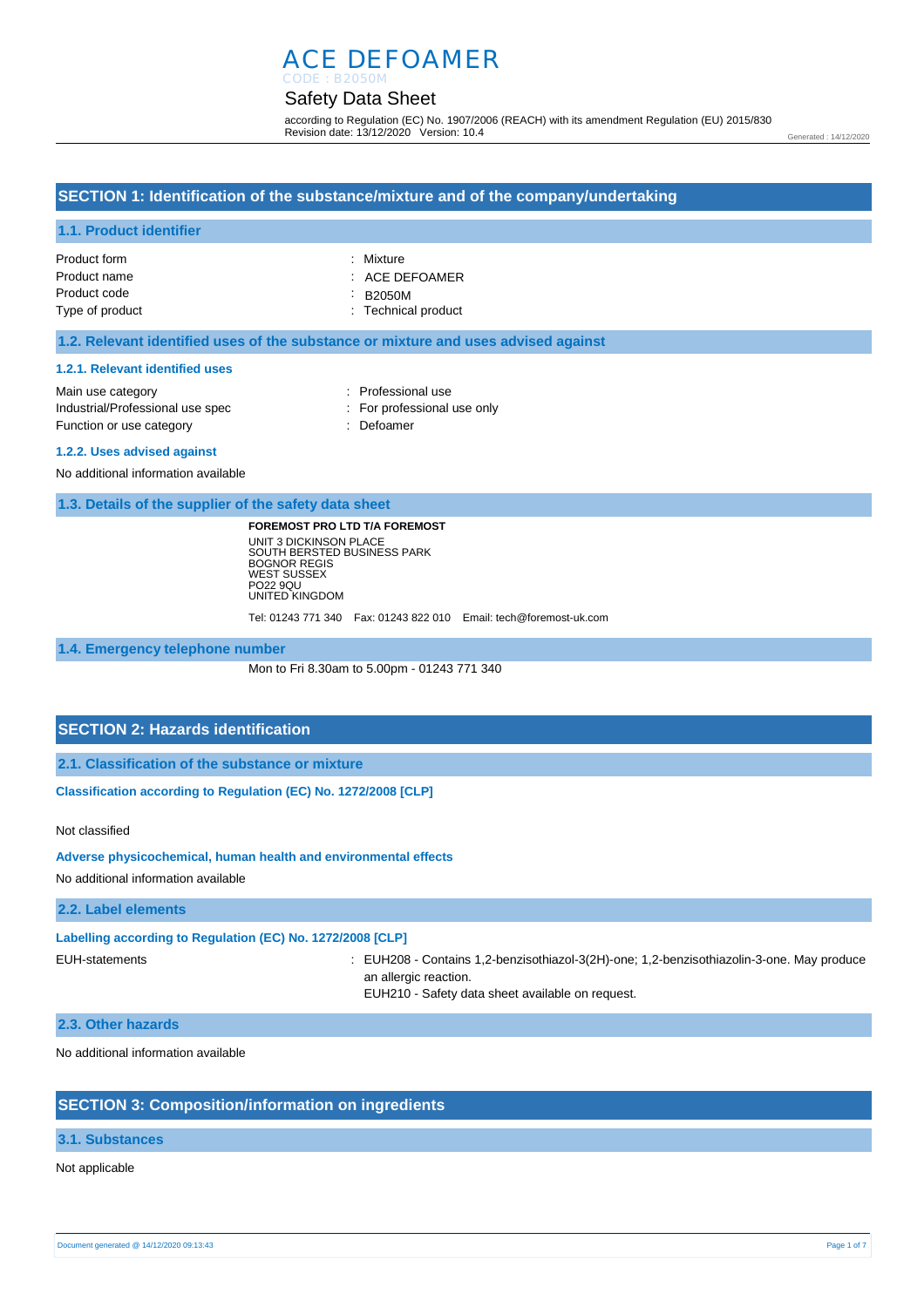# ACE DEFOAMER

CODE : B2050M

## Safety Data Sheet

according to Regulation (EC) No. 1907/2006 (REACH) with its amendment Regulation (EU) 2015/830
Revision date: 13/12/2020 Version: 10.4

Generated : 14/12/2020

## SECTION 1: Identification of the substance/mixture and of the company/undertaking

### 1.1. Product identifier

| | |
|---|---|
| Product form | : Mixture |
| Product name | : ACE DEFOAMER |
| Product code | : B2050M |
| Type of product | : Technical product |

### 1.2. Relevant identified uses of the substance or mixture and uses advised against

#### 1.2.1. Relevant identified uses

| | |
|---|---|
| Main use category | : Professional use |
| Industrial/Professional use spec | : For professional use only |
| Function or use category | : Defoamer |

#### 1.2.2. Uses advised against

No additional information available

### 1.3. Details of the supplier of the safety data sheet

**FOREMOST PRO LTD T/A FOREMOST**
UNIT 3 DICKINSON PLACE
SOUTH BERSTED BUSINESS PARK
BOGNOR REGIS
WEST SUSSEX
PO22 9QU
UNITED KINGDOM

Tel: 01243 771 340 Fax: 01243 822 010 Email: tech@foremost-uk.com

### 1.4. Emergency telephone number

Mon to Fri 8.30am to 5.00pm - 01243 771 340

## SECTION 2: Hazards identification

### 2.1. Classification of the substance or mixture

**Classification according to Regulation (EC) No. 1272/2008 [CLP]**

Not classified

**Adverse physicochemical, human health and environmental effects**

No additional information available

### 2.2. Label elements

**Labelling according to Regulation (EC) No. 1272/2008 [CLP]**

EUH-statements : EUH208 - Contains 1,2-benzisothiazol-3(2H)-one; 1,2-benzisothiazolin-3-one. May produce an allergic reaction.
EUH210 - Safety data sheet available on request.

### 2.3. Other hazards

No additional information available

## SECTION 3: Composition/information on ingredients

### 3.1. Substances

Not applicable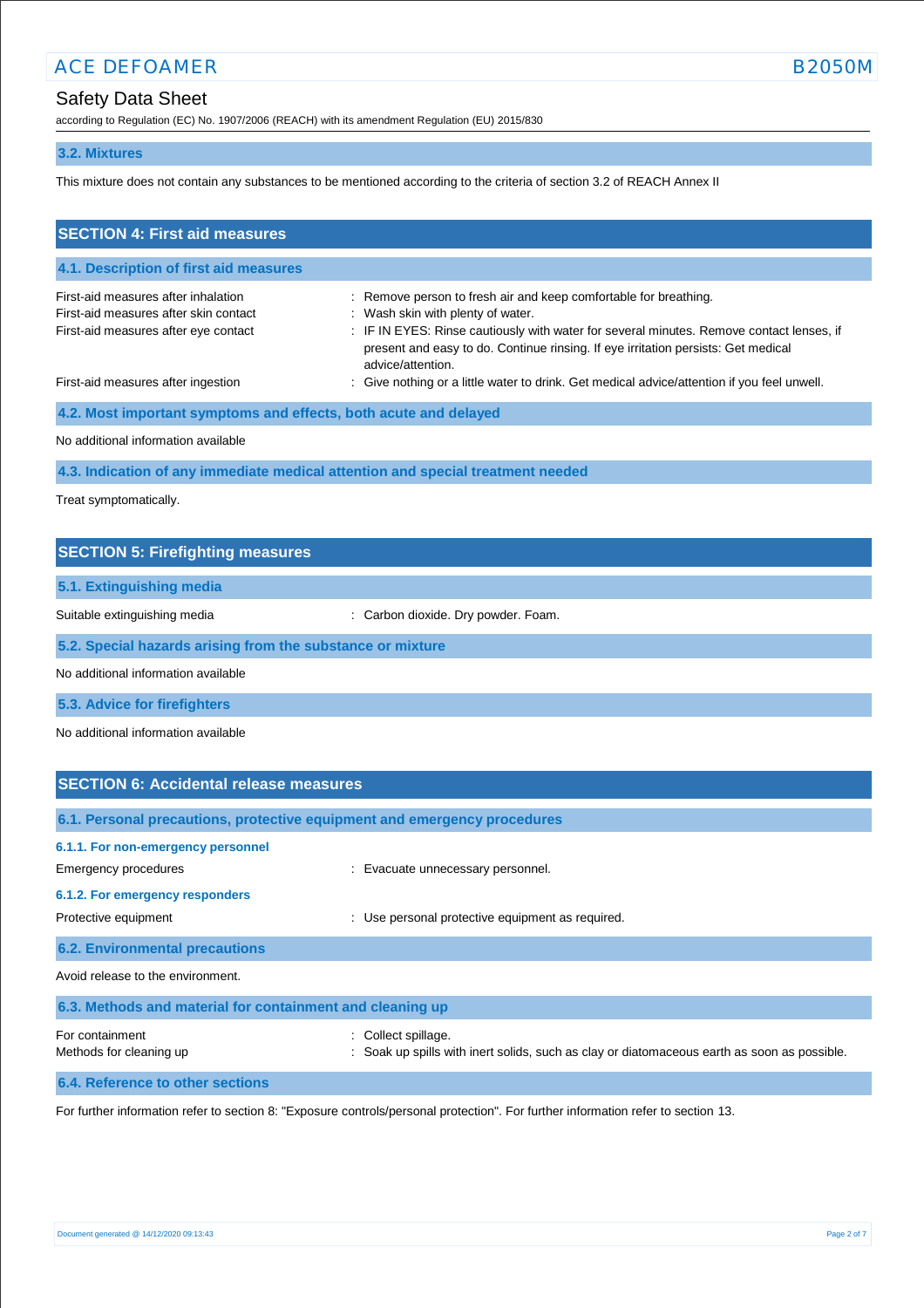### 3.2. Mixtures

This mixture does not contain any substances to be mentioned according to the criteria of section 3.2 of REACH Annex II

## SECTION 4: First aid measures

### 4.1. Description of first aid measures

First-aid measures after inhalation : Remove person to fresh air and keep comfortable for breathing.

First-aid measures after skin contact : Wash skin with plenty of water.

First-aid measures after eye contact : IF IN EYES: Rinse cautiously with water for several minutes. Remove contact lenses, if present and easy to do. Continue rinsing. If eye irritation persists: Get medical advice/attention.

First-aid measures after ingestion : Give nothing or a little water to drink. Get medical advice/attention if you feel unwell.

### 4.2. Most important symptoms and effects, both acute and delayed

No additional information available

### 4.3. Indication of any immediate medical attention and special treatment needed

Treat symptomatically.

## SECTION 5: Firefighting measures

### 5.1. Extinguishing media

Suitable extinguishing media : Carbon dioxide. Dry powder. Foam.

### 5.2. Special hazards arising from the substance or mixture

No additional information available

### 5.3. Advice for firefighters

No additional information available

## SECTION 6: Accidental release measures

### 6.1. Personal precautions, protective equipment and emergency procedures

#### 6.1.1. For non-emergency personnel

Emergency procedures : Evacuate unnecessary personnel.

#### 6.1.2. For emergency responders

Protective equipment : Use personal protective equipment as required.

### 6.2. Environmental precautions

Avoid release to the environment.

### 6.3. Methods and material for containment and cleaning up

For containment : Collect spillage.

Methods for cleaning up : Soak up spills with inert solids, such as clay or diatomaceous earth as soon as possible.

### 6.4. Reference to other sections

For further information refer to section 8: "Exposure controls/personal protection". For further information refer to section 13.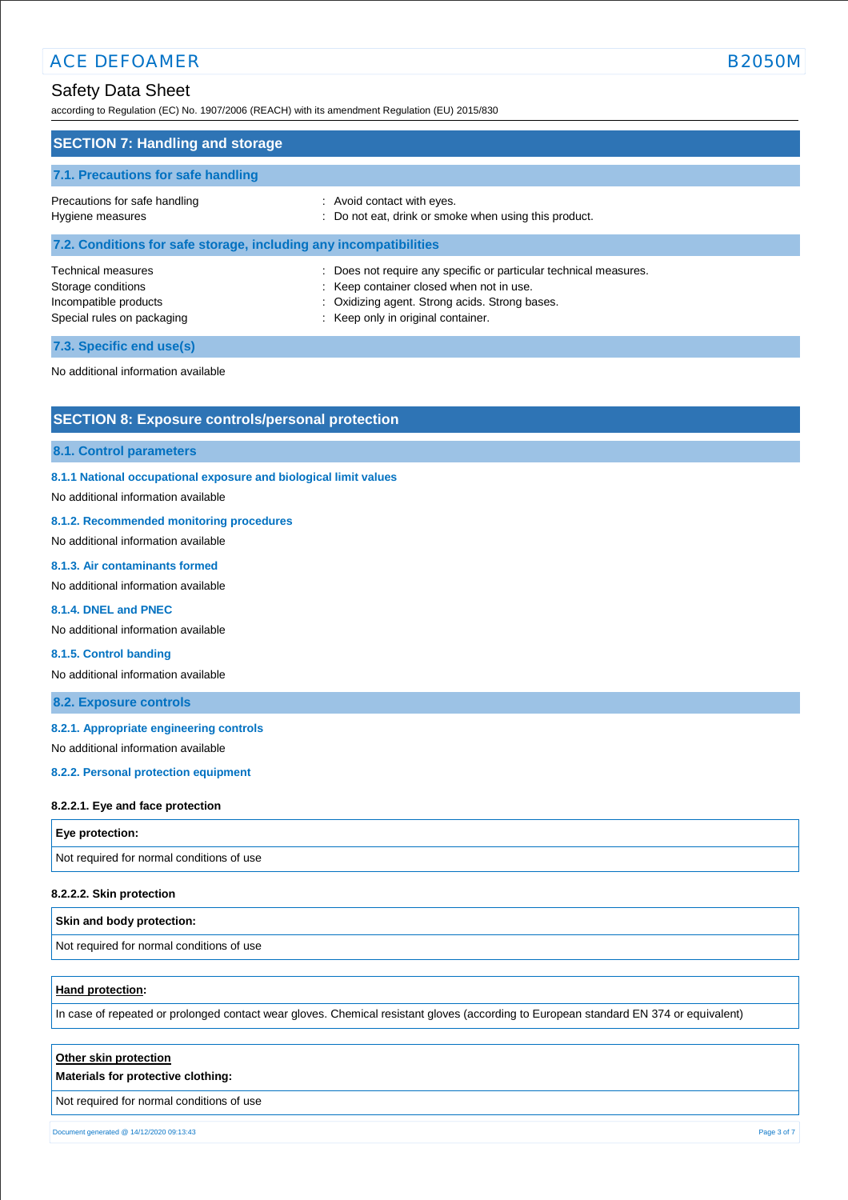## SECTION 7: Handling and storage

### 7.1. Precautions for safe handling

Precautions for safe handling : Avoid contact with eyes.
Hygiene measures : Do not eat, drink or smoke when using this product.

### 7.2. Conditions for safe storage, including any incompatibilities

Technical measures : Does not require any specific or particular technical measures.
Storage conditions : Keep container closed when not in use.
Incompatible products : Oxidizing agent. Strong acids. Strong bases.
Special rules on packaging : Keep only in original container.

### 7.3. Specific end use(s)

No additional information available

## SECTION 8: Exposure controls/personal protection

### 8.1. Control parameters

#### 8.1.1 National occupational exposure and biological limit values

No additional information available

#### 8.1.2. Recommended monitoring procedures

No additional information available

#### 8.1.3. Air contaminants formed

No additional information available

#### 8.1.4. DNEL and PNEC

No additional information available

#### 8.1.5. Control banding

No additional information available

### 8.2. Exposure controls

#### 8.2.1. Appropriate engineering controls

No additional information available

#### 8.2.2. Personal protection equipment

**8.2.2.1. Eye and face protection**

| Eye protection: |
|---|
| Not required for normal conditions of use |

**8.2.2.2. Skin protection**

| Skin and body protection: |
|---|
| Not required for normal conditions of use |

| **Hand protection**: |
|---|
| In case of repeated or prolonged contact wear gloves. Chemical resistant gloves (according to European standard EN 374 or equivalent) |

| **Other skin protection**<br>**Materials for protective clothing:** |
|---|
| Not required for normal conditions of use |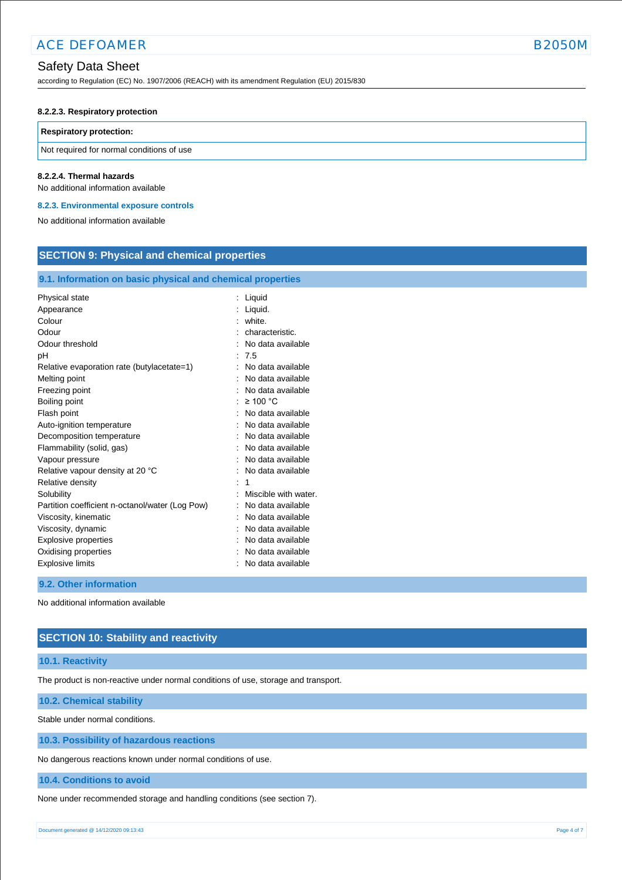#### 8.2.2.3. Respiratory protection

| Respiratory protection: |
| --- |
| Not required for normal conditions of use |

#### 8.2.2.4. Thermal hazards

No additional information available

#### 8.2.3. Environmental exposure controls

No additional information available

## SECTION 9: Physical and chemical properties

### 9.1. Information on basic physical and chemical properties

| | |
| --- | --- |
| Physical state | : Liquid |
| Appearance | : Liquid. |
| Colour | : white. |
| Odour | : characteristic. |
| Odour threshold | : No data available |
| pH | : 7.5 |
| Relative evaporation rate (butylacetate=1) | : No data available |
| Melting point | : No data available |
| Freezing point | : No data available |
| Boiling point | : ≥ 100 °C |
| Flash point | : No data available |
| Auto-ignition temperature | : No data available |
| Decomposition temperature | : No data available |
| Flammability (solid, gas) | : No data available |
| Vapour pressure | : No data available |
| Relative vapour density at 20 °C | : No data available |
| Relative density | : 1 |
| Solubility | : Miscible with water. |
| Partition coefficient n-octanol/water (Log Pow) | : No data available |
| Viscosity, kinematic | : No data available |
| Viscosity, dynamic | : No data available |
| Explosive properties | : No data available |
| Oxidising properties | : No data available |
| Explosive limits | : No data available |

### 9.2. Other information

No additional information available

## SECTION 10: Stability and reactivity

### 10.1. Reactivity

The product is non-reactive under normal conditions of use, storage and transport.

### 10.2. Chemical stability

Stable under normal conditions.

### 10.3. Possibility of hazardous reactions

No dangerous reactions known under normal conditions of use.

### 10.4. Conditions to avoid

None under recommended storage and handling conditions (see section 7).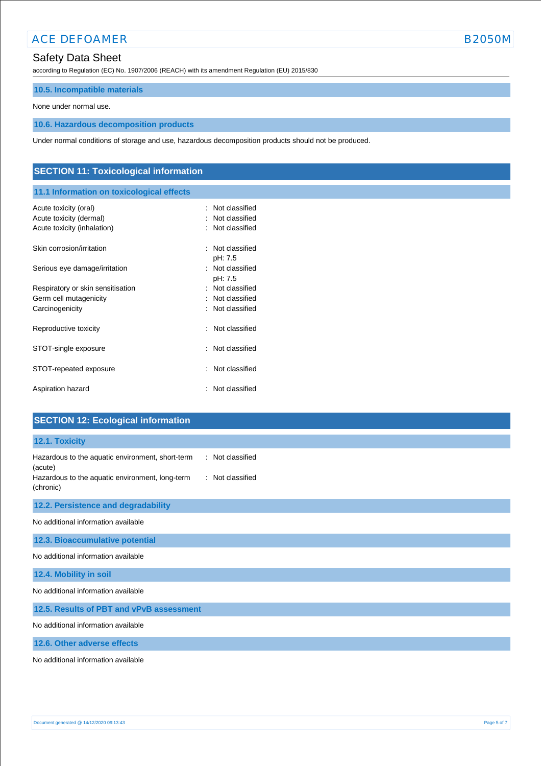### 10.5. Incompatible materials

None under normal use.

### 10.6. Hazardous decomposition products

Under normal conditions of storage and use, hazardous decomposition products should not be produced.

## SECTION 11: Toxicological information

### 11.1 Information on toxicological effects

| | |
|---|---|
| Acute toxicity (oral) | : Not classified |
| Acute toxicity (dermal) | : Not classified |
| Acute toxicity (inhalation) | : Not classified |
| Skin corrosion/irritation | : Not classified<br>pH: 7.5 |
| Serious eye damage/irritation | : Not classified<br>pH: 7.5 |
| Respiratory or skin sensitisation | : Not classified |
| Germ cell mutagenicity | : Not classified |
| Carcinogenicity | : Not classified |
| Reproductive toxicity | : Not classified |
| STOT-single exposure | : Not classified |
| STOT-repeated exposure | : Not classified |
| Aspiration hazard | : Not classified |

## SECTION 12: Ecological information

### 12.1. Toxicity

| | |
|---|---|
| Hazardous to the aquatic environment, short-term (acute) | : Not classified |
| Hazardous to the aquatic environment, long-term (chronic) | : Not classified |

### 12.2. Persistence and degradability

No additional information available

### 12.3. Bioaccumulative potential

No additional information available

### 12.4. Mobility in soil

No additional information available

### 12.5. Results of PBT and vPvB assessment

No additional information available

### 12.6. Other adverse effects

No additional information available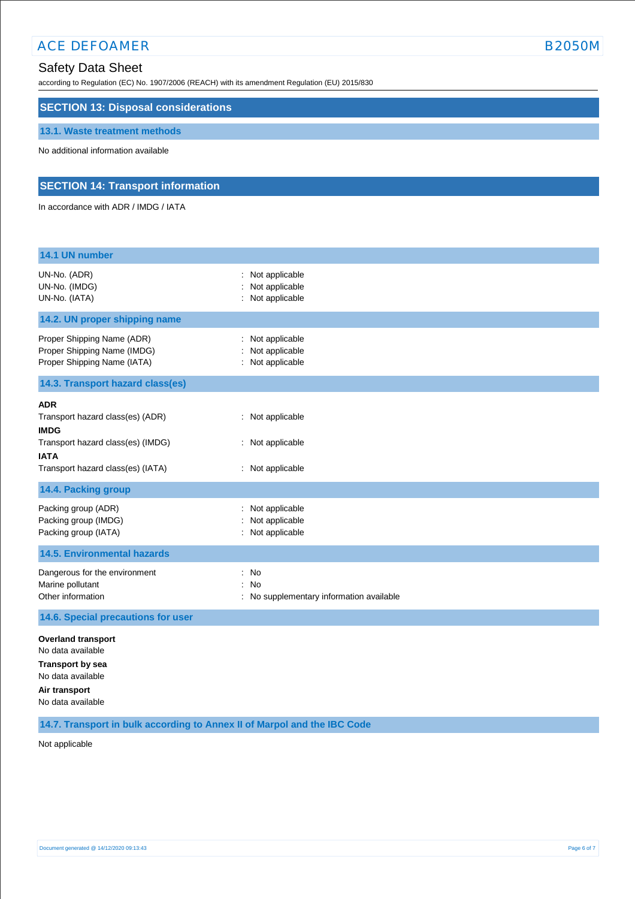## SECTION 13: Disposal considerations

### 13.1. Waste treatment methods

No additional information available

## SECTION 14: Transport information

In accordance with ADR / IMDG / IATA

### 14.1 UN number

| | |
|---|---|
| UN-No. (ADR) | : Not applicable |
| UN-No. (IMDG) | : Not applicable |
| UN-No. (IATA) | : Not applicable |

### 14.2. UN proper shipping name

| | |
|---|---|
| Proper Shipping Name (ADR) | : Not applicable |
| Proper Shipping Name (IMDG) | : Not applicable |
| Proper Shipping Name (IATA) | : Not applicable |

### 14.3. Transport hazard class(es)

**ADR**

Transport hazard class(es) (ADR) : Not applicable

**IMDG**

Transport hazard class(es) (IMDG) : Not applicable

**IATA**

Transport hazard class(es) (IATA) : Not applicable

### 14.4. Packing group

| | |
|---|---|
| Packing group (ADR) | : Not applicable |
| Packing group (IMDG) | : Not applicable |
| Packing group (IATA) | : Not applicable |

### 14.5. Environmental hazards

| | |
|---|---|
| Dangerous for the environment | : No |
| Marine pollutant | : No |
| Other information | : No supplementary information available |

### 14.6. Special precautions for user

**Overland transport**

No data available

**Transport by sea**

No data available

**Air transport**

No data available

### 14.7. Transport in bulk according to Annex II of Marpol and the IBC Code

Not applicable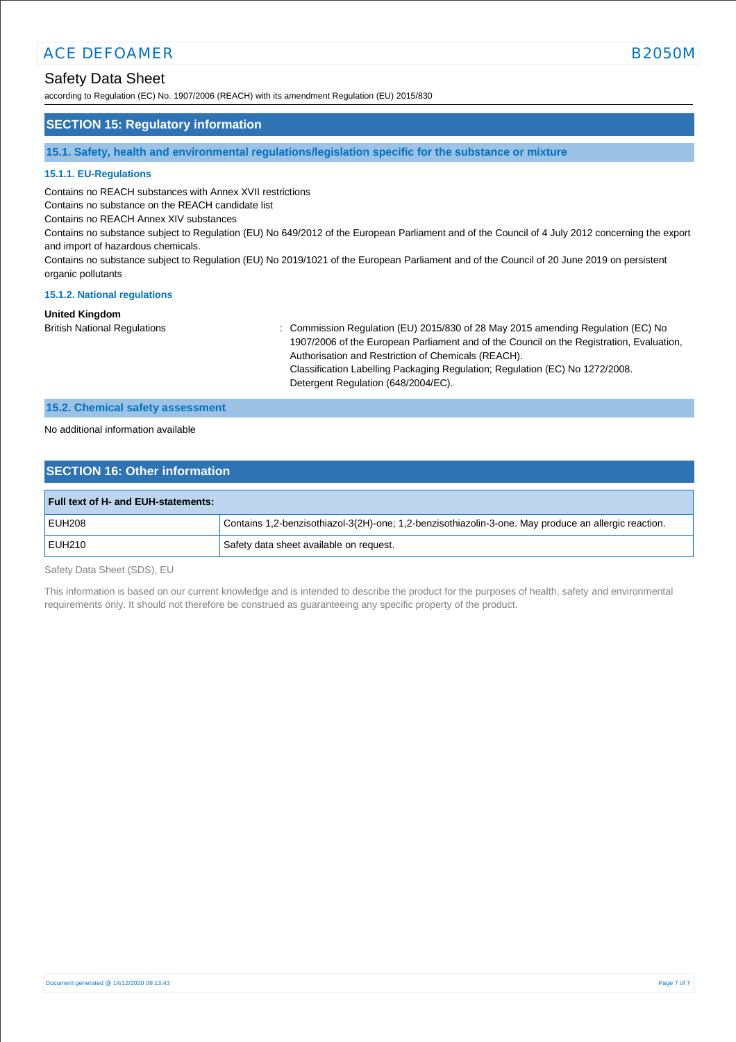## SECTION 15: Regulatory information

### 15.1. Safety, health and environmental regulations/legislation specific for the substance or mixture

#### 15.1.1. EU-Regulations

Contains no REACH substances with Annex XVII restrictions
Contains no substance on the REACH candidate list
Contains no REACH Annex XIV substances
Contains no substance subject to Regulation (EU) No 649/2012 of the European Parliament and of the Council of 4 July 2012 concerning the export and import of hazardous chemicals.
Contains no substance subject to Regulation (EU) No 2019/1021 of the European Parliament and of the Council of 20 June 2019 on persistent organic pollutants

#### 15.1.2. National regulations

**United Kingdom**

British National Regulations : Commission Regulation (EU) 2015/830 of 28 May 2015 amending Regulation (EC) No 1907/2006 of the European Parliament and of the Council on the Registration, Evaluation, Authorisation and Restriction of Chemicals (REACH).
Classification Labelling Packaging Regulation; Regulation (EC) No 1272/2008.
Detergent Regulation (648/2004/EC).

### 15.2. Chemical safety assessment

No additional information available

## SECTION 16: Other information

| Full text of H- and EUH-statements: | |
|---|---|
| EUH208 | Contains 1,2-benzisothiazol-3(2H)-one; 1,2-benzisothiazolin-3-one. May produce an allergic reaction. |
| EUH210 | Safety data sheet available on request. |

Safety Data Sheet (SDS), EU

This information is based on our current knowledge and is intended to describe the product for the purposes of health, safety and environmental requirements only. It should not therefore be construed as guaranteeing any specific property of the product.